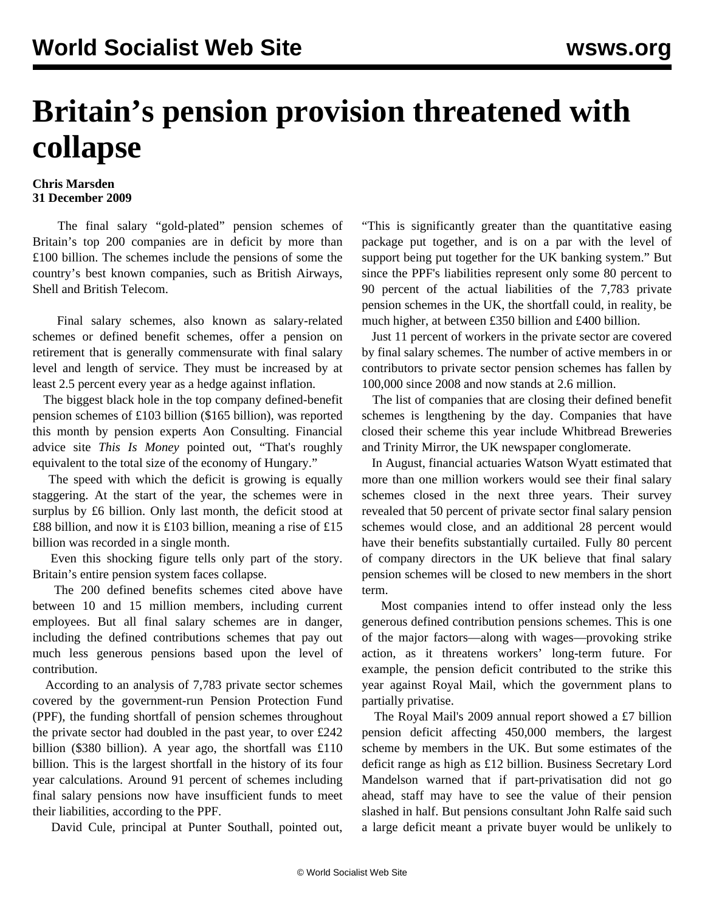# Britain's pension provision threatened with collapse

**Chris Marsden**
**31 December 2009**

The final salary "gold-plated" pension schemes of Britain's top 200 companies are in deficit by more than £100 billion. The schemes include the pensions of some the country's best known companies, such as British Airways, Shell and British Telecom.

Final salary schemes, also known as salary-related schemes or defined benefit schemes, offer a pension on retirement that is generally commensurate with final salary level and length of service. They must be increased by at least 2.5 percent every year as a hedge against inflation.

The biggest black hole in the top company defined-benefit pension schemes of £103 billion ($165 billion), was reported this month by pension experts Aon Consulting. Financial advice site *This Is Money* pointed out, "That's roughly equivalent to the total size of the economy of Hungary."

The speed with which the deficit is growing is equally staggering. At the start of the year, the schemes were in surplus by £6 billion. Only last month, the deficit stood at £88 billion, and now it is £103 billion, meaning a rise of £15 billion was recorded in a single month.

Even this shocking figure tells only part of the story. Britain's entire pension system faces collapse.

The 200 defined benefits schemes cited above have between 10 and 15 million members, including current employees. But all final salary schemes are in danger, including the defined contributions schemes that pay out much less generous pensions based upon the level of contribution.

According to an analysis of 7,783 private sector schemes covered by the government-run Pension Protection Fund (PPF), the funding shortfall of pension schemes throughout the private sector had doubled in the past year, to over £242 billion ($380 billion). A year ago, the shortfall was £110 billion. This is the largest shortfall in the history of its four year calculations. Around 91 percent of schemes including final salary pensions now have insufficient funds to meet their liabilities, according to the PPF.

David Cule, principal at Punter Southall, pointed out, "This is significantly greater than the quantitative easing package put together, and is on a par with the level of support being put together for the UK banking system." But since the PPF's liabilities represent only some 80 percent to 90 percent of the actual liabilities of the 7,783 private pension schemes in the UK, the shortfall could, in reality, be much higher, at between £350 billion and £400 billion.

Just 11 percent of workers in the private sector are covered by final salary schemes. The number of active members in or contributors to private sector pension schemes has fallen by 100,000 since 2008 and now stands at 2.6 million.

The list of companies that are closing their defined benefit schemes is lengthening by the day. Companies that have closed their scheme this year include Whitbread Breweries and Trinity Mirror, the UK newspaper conglomerate.

In August, financial actuaries Watson Wyatt estimated that more than one million workers would see their final salary schemes closed in the next three years. Their survey revealed that 50 percent of private sector final salary pension schemes would close, and an additional 28 percent would have their benefits substantially curtailed. Fully 80 percent of company directors in the UK believe that final salary pension schemes will be closed to new members in the short term.

Most companies intend to offer instead only the less generous defined contribution pensions schemes. This is one of the major factors—along with wages—provoking strike action, as it threatens workers' long-term future. For example, the pension deficit contributed to the strike this year against Royal Mail, which the government plans to partially privatise.

The Royal Mail's 2009 annual report showed a £7 billion pension deficit affecting 450,000 members, the largest scheme by members in the UK. But some estimates of the deficit range as high as £12 billion. Business Secretary Lord Mandelson warned that if part-privatisation did not go ahead, staff may have to see the value of their pension slashed in half. But pensions consultant John Ralfe said such a large deficit meant a private buyer would be unlikely to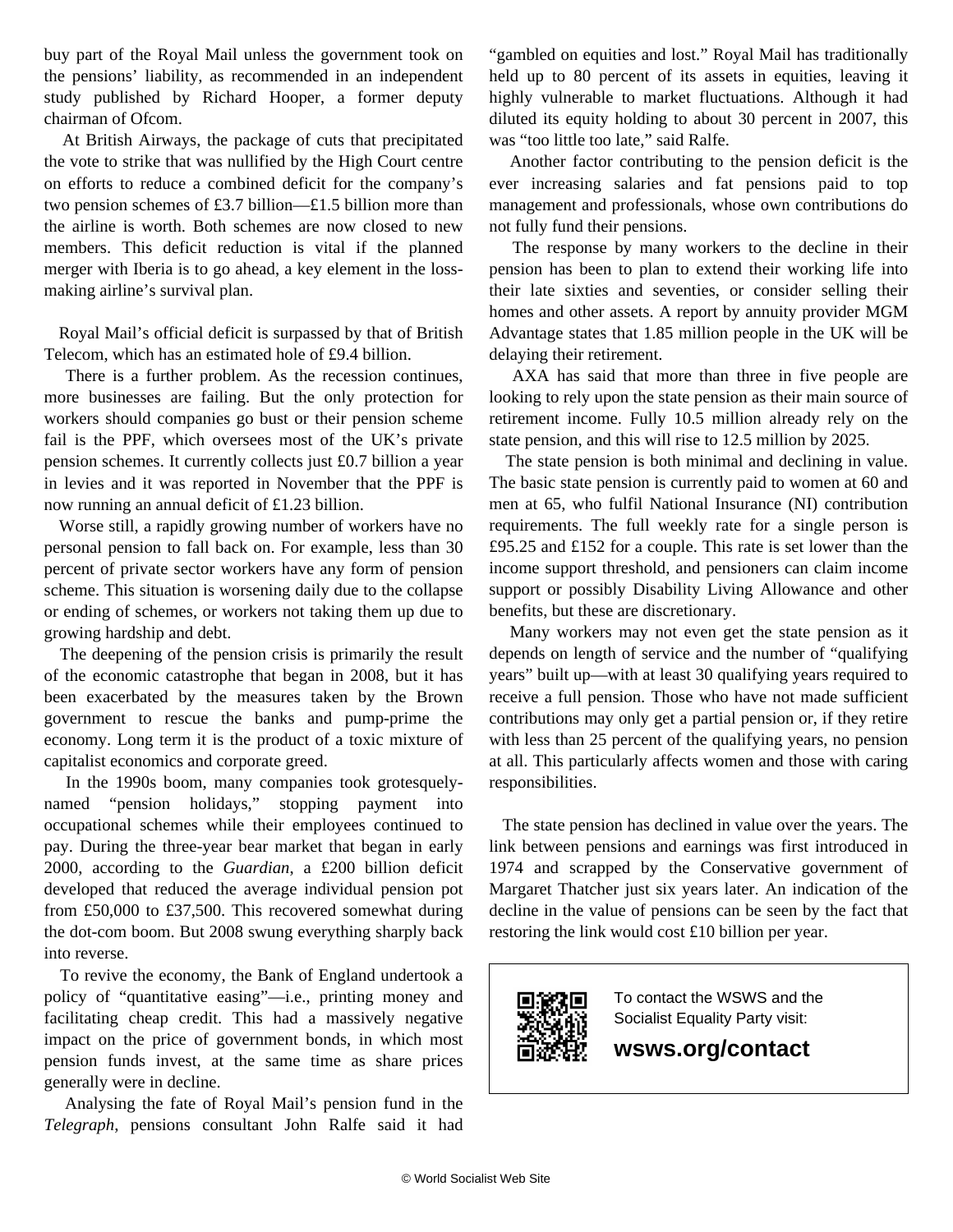buy part of the Royal Mail unless the government took on the pensions' liability, as recommended in an independent study published by Richard Hooper, a former deputy chairman of Ofcom.

At British Airways, the package of cuts that precipitated the vote to strike that was nullified by the High Court centre on efforts to reduce a combined deficit for the company's two pension schemes of £3.7 billion—£1.5 billion more than the airline is worth. Both schemes are now closed to new members. This deficit reduction is vital if the planned merger with Iberia is to go ahead, a key element in the loss-making airline's survival plan.

Royal Mail's official deficit is surpassed by that of British Telecom, which has an estimated hole of £9.4 billion.

There is a further problem. As the recession continues, more businesses are failing. But the only protection for workers should companies go bust or their pension scheme fail is the PPF, which oversees most of the UK's private pension schemes. It currently collects just £0.7 billion a year in levies and it was reported in November that the PPF is now running an annual deficit of £1.23 billion.

Worse still, a rapidly growing number of workers have no personal pension to fall back on. For example, less than 30 percent of private sector workers have any form of pension scheme. This situation is worsening daily due to the collapse or ending of schemes, or workers not taking them up due to growing hardship and debt.

The deepening of the pension crisis is primarily the result of the economic catastrophe that began in 2008, but it has been exacerbated by the measures taken by the Brown government to rescue the banks and pump-prime the economy. Long term it is the product of a toxic mixture of capitalist economics and corporate greed.

In the 1990s boom, many companies took grotesquely-named "pension holidays," stopping payment into occupational schemes while their employees continued to pay. During the three-year bear market that began in early 2000, according to the *Guardian*, a £200 billion deficit developed that reduced the average individual pension pot from £50,000 to £37,500. This recovered somewhat during the dot-com boom. But 2008 swung everything sharply back into reverse.

To revive the economy, the Bank of England undertook a policy of "quantitative easing"—i.e., printing money and facilitating cheap credit. This had a massively negative impact on the price of government bonds, in which most pension funds invest, at the same time as share prices generally were in decline.

Analysing the fate of Royal Mail's pension fund in the *Telegraph*, pensions consultant John Ralfe said it had "gambled on equities and lost." Royal Mail has traditionally held up to 80 percent of its assets in equities, leaving it highly vulnerable to market fluctuations. Although it had diluted its equity holding to about 30 percent in 2007, this was "too little too late," said Ralfe.

Another factor contributing to the pension deficit is the ever increasing salaries and fat pensions paid to top management and professionals, whose own contributions do not fully fund their pensions.

The response by many workers to the decline in their pension has been to plan to extend their working life into their late sixties and seventies, or consider selling their homes and other assets. A report by annuity provider MGM Advantage states that 1.85 million people in the UK will be delaying their retirement.

AXA has said that more than three in five people are looking to rely upon the state pension as their main source of retirement income. Fully 10.5 million already rely on the state pension, and this will rise to 12.5 million by 2025.

The state pension is both minimal and declining in value. The basic state pension is currently paid to women at 60 and men at 65, who fulfil National Insurance (NI) contribution requirements. The full weekly rate for a single person is £95.25 and £152 for a couple. This rate is set lower than the income support threshold, and pensioners can claim income support or possibly Disability Living Allowance and other benefits, but these are discretionary.

Many workers may not even get the state pension as it depends on length of service and the number of "qualifying years" built up—with at least 30 qualifying years required to receive a full pension. Those who have not made sufficient contributions may only get a partial pension or, if they retire with less than 25 percent of the qualifying years, no pension at all. This particularly affects women and those with caring responsibilities.

The state pension has declined in value over the years. The link between pensions and earnings was first introduced in 1974 and scrapped by the Conservative government of Margaret Thatcher just six years later. An indication of the decline in the value of pensions can be seen by the fact that restoring the link would cost £10 billion per year.

To contact the WSWS and the Socialist Equality Party visit:

**wsws.org/contact**